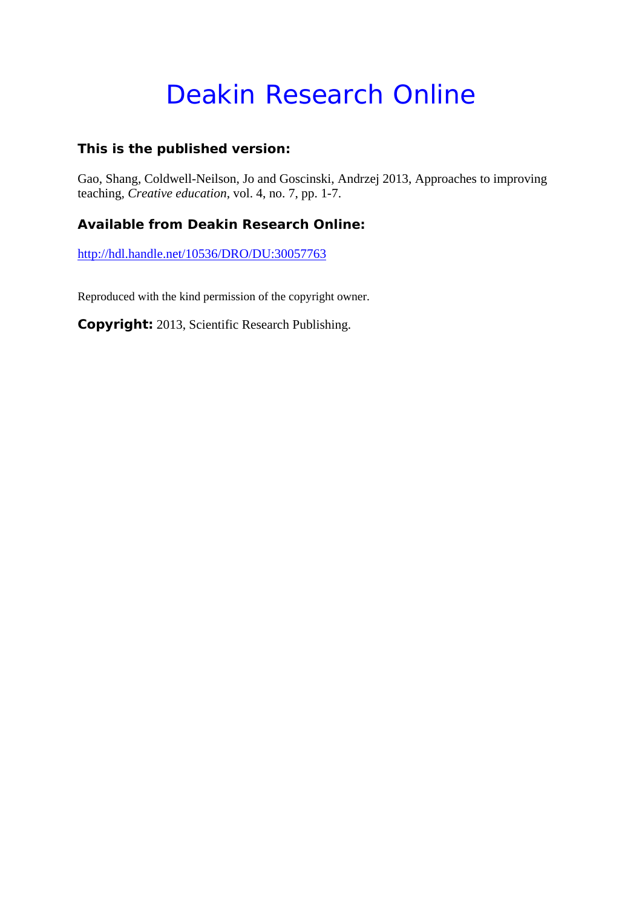# Deakin Research Online

### This is the published version:

Gao, Shang, Coldwell-Neilson, Jo and Goscinski, Andrzej 2013, Approaches to improving teaching, *Creative education*, vol. 4, no. 7, pp. 1-7.

### Available from Deakin Research Online:

http://hdl.handle.net/10536/DRO/DU:30057763

Reproduced with the kind permission of the copyright owner.

**Copyright:** 2013, Scientific Research Publishing.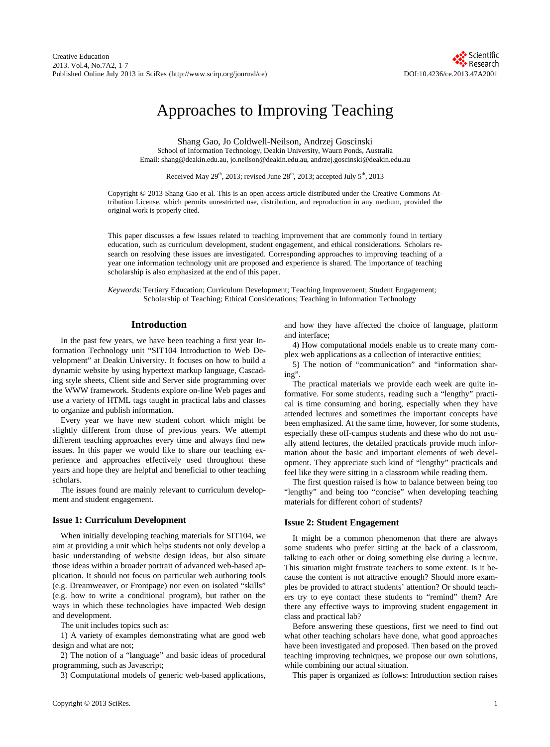# Approaches to Improving Teaching

Shang Gao, Jo Coldwell-Neilson, Andrzej Goscinski

School of Information Technology, Deakin University, Waurn Ponds, Australia

Email: shang@deakin.edu.au, jo.neilson@deakin.edu.au, andrzej.goscinski@deakin.edu.au

Received May 29th, 2013; revised June 28th, 2013; accepted July 5th, 2013

Copyright © 2013 Shang Gao et al. This is an open access article distributed under the Creative Commons Attribution License, which permits unrestricted use, distribution, and reproduction in any medium, provided the original work is properly cited.

This paper discusses a few issues related to teaching improvement that are commonly found in tertiary education, such as curriculum development, student engagement, and ethical considerations. Scholars research on resolving these issues are investigated. Corresponding approaches to improving teaching of a year one information technology unit are proposed and experience is shared. The importance of teaching scholarship is also emphasized at the end of this paper.

*Keywords*: Tertiary Education; Curriculum Development; Teaching Improvement; Student Engagement; Scholarship of Teaching; Ethical Considerations; Teaching in Information Technology

## Introduction

In the past few years, we have been teaching a first year Information Technology unit "SIT104 Introduction to Web Development" at Deakin University. It focuses on how to build a dynamic website by using hypertext markup language, Cascading style sheets, Client side and Server side programming over the WWW framework. Students explore on-line Web pages and use a variety of HTML tags taught in practical labs and classes to organize and publish information.

Every year we have new student cohort which might be slightly different from those of previous years. We attempt different teaching approaches every time and always find new issues. In this paper we would like to share our teaching experience and approaches effectively used throughout these years and hope they are helpful and beneficial to other teaching scholars.

The issues found are mainly relevant to curriculum development and student engagement.

### Issue 1: Curriculum Development

When initially developing teaching materials for SIT104, we aim at providing a unit which helps students not only develop a basic understanding of website design ideas, but also situate those ideas within a broader portrait of advanced web-based application. It should not focus on particular web authoring tools (e.g. Dreamweaver, or Frontpage) nor even on isolated "skills" (e.g. how to write a conditional program), but rather on the ways in which these technologies have impacted Web design and development.

The unit includes topics such as:

1) A variety of examples demonstrating what are good web design and what are not;

2) The notion of a "language" and basic ideas of procedural programming, such as Javascript;

3) Computational models of generic web-based applications, and how they have affected the choice of language, platform and interface;

4) How computational models enable us to create many complex web applications as a collection of interactive entities;

5) The notion of "communication" and "information sharing".

The practical materials we provide each week are quite informative. For some students, reading such a "lengthy" practical is time consuming and boring, especially when they have attended lectures and sometimes the important concepts have been emphasized. At the same time, however, for some students, especially these off-campus students and these who do not usually attend lectures, the detailed practicals provide much information about the basic and important elements of web development. They appreciate such kind of "lengthy" practicals and feel like they were sitting in a classroom while reading them.

The first question raised is how to balance between being too "lengthy" and being too "concise" when developing teaching materials for different cohort of students?

### Issue 2: Student Engagement

It might be a common phenomenon that there are always some students who prefer sitting at the back of a classroom, talking to each other or doing something else during a lecture. This situation might frustrate teachers to some extent. Is it because the content is not attractive enough? Should more examples be provided to attract students' attention? Or should teachers try to eye contact these students to "remind" them? Are there any effective ways to improving student engagement in class and practical lab?

Before answering these questions, first we need to find out what other teaching scholars have done, what good approaches have been investigated and proposed. Then based on the proved teaching improving techniques, we propose our own solutions, while combining our actual situation.

This paper is organized as follows: Introduction section raises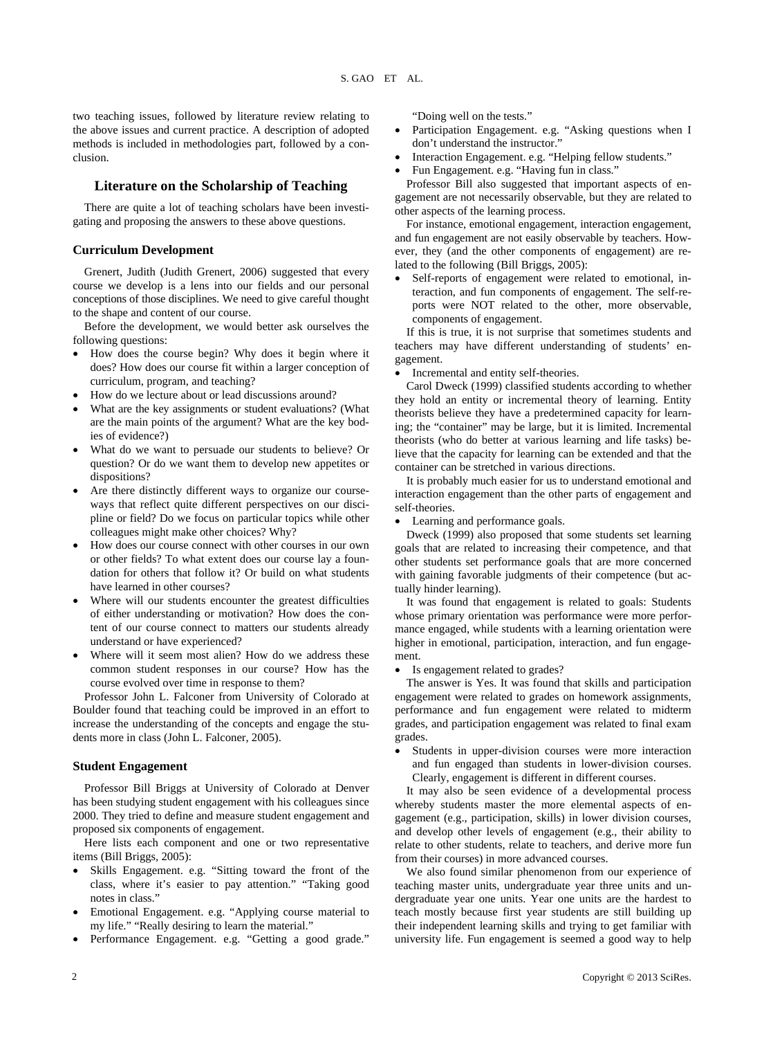two teaching issues, followed by literature review relating to the above issues and current practice. A description of adopted methods is included in methodologies part, followed by a conclusion.

## Literature on the Scholarship of Teaching

There are quite a lot of teaching scholars have been investigating and proposing the answers to these above questions.

### Curriculum Development

Grenert, Judith (Judith Grenert, 2006) suggested that every course we develop is a lens into our fields and our personal conceptions of those disciplines. We need to give careful thought to the shape and content of our course.

Before the development, we would better ask ourselves the following questions:

- How does the course begin? Why does it begin where it does? How does our course fit within a larger conception of curriculum, program, and teaching?
- How do we lecture about or lead discussions around?
- What are the key assignments or student evaluations? (What are the main points of the argument? What are the key bodies of evidence?)
- What do we want to persuade our students to believe? Or question? Or do we want them to develop new appetites or dispositions?
- Are there distinctly different ways to organize our courseways that reflect quite different perspectives on our discipline or field? Do we focus on particular topics while other colleagues might make other choices? Why?
- How does our course connect with other courses in our own or other fields? To what extent does our course lay a foundation for others that follow it? Or build on what students have learned in other courses?
- Where will our students encounter the greatest difficulties of either understanding or motivation? How does the content of our course connect to matters our students already understand or have experienced?
- Where will it seem most alien? How do we address these common student responses in our course? How has the course evolved over time in response to them?

Professor John L. Falconer from University of Colorado at Boulder found that teaching could be improved in an effort to increase the understanding of the concepts and engage the students more in class (John L. Falconer, 2005).

### Student Engagement

Professor Bill Briggs at University of Colorado at Denver has been studying student engagement with his colleagues since 2000. They tried to define and measure student engagement and proposed six components of engagement.

Here lists each component and one or two representative items (Bill Briggs, 2005):

- Skills Engagement. e.g. "Sitting toward the front of the class, where it's easier to pay attention." "Taking good notes in class."
- Emotional Engagement. e.g. "Applying course material to my life." "Really desiring to learn the material."
- Performance Engagement. e.g. "Getting a good grade." "Doing well on the tests."
- Participation Engagement. e.g. "Asking questions when I don't understand the instructor."
- Interaction Engagement. e.g. "Helping fellow students."
- Fun Engagement. e.g. "Having fun in class."

Professor Bill also suggested that important aspects of engagement are not necessarily observable, but they are related to other aspects of the learning process.

For instance, emotional engagement, interaction engagement, and fun engagement are not easily observable by teachers. However, they (and the other components of engagement) are related to the following (Bill Briggs, 2005):

- Self-reports of engagement were related to emotional, interaction, and fun components of engagement. The self-reports were NOT related to the other, more observable, components of engagement.

If this is true, it is not surprise that sometimes students and teachers may have different understanding of students' engagement.

- Incremental and entity self-theories.

Carol Dweck (1999) classified students according to whether they hold an entity or incremental theory of learning. Entity theorists believe they have a predetermined capacity for learning; the "container" may be large, but it is limited. Incremental theorists (who do better at various learning and life tasks) believe that the capacity for learning can be extended and that the container can be stretched in various directions.

It is probably much easier for us to understand emotional and interaction engagement than the other parts of engagement and self-theories.

- Learning and performance goals.

Dweck (1999) also proposed that some students set learning goals that are related to increasing their competence, and that other students set performance goals that are more concerned with gaining favorable judgments of their competence (but actually hinder learning).

It was found that engagement is related to goals: Students whose primary orientation was performance were more performance engaged, while students with a learning orientation were higher in emotional, participation, interaction, and fun engagement.

- Is engagement related to grades?

The answer is Yes. It was found that skills and participation engagement were related to grades on homework assignments, performance and fun engagement were related to midterm grades, and participation engagement was related to final exam grades.

- Students in upper-division courses were more interaction and fun engaged than students in lower-division courses. Clearly, engagement is different in different courses.

It may also be seen evidence of a developmental process whereby students master the more elemental aspects of engagement (e.g., participation, skills) in lower division courses, and develop other levels of engagement (e.g., their ability to relate to other students, relate to teachers, and derive more fun from their courses) in more advanced courses.

We also found similar phenomenon from our experience of teaching master units, undergraduate year three units and undergraduate year one units. Year one units are the hardest to teach mostly because first year students are still building up their independent learning skills and trying to get familiar with university life. Fun engagement is seemed a good way to help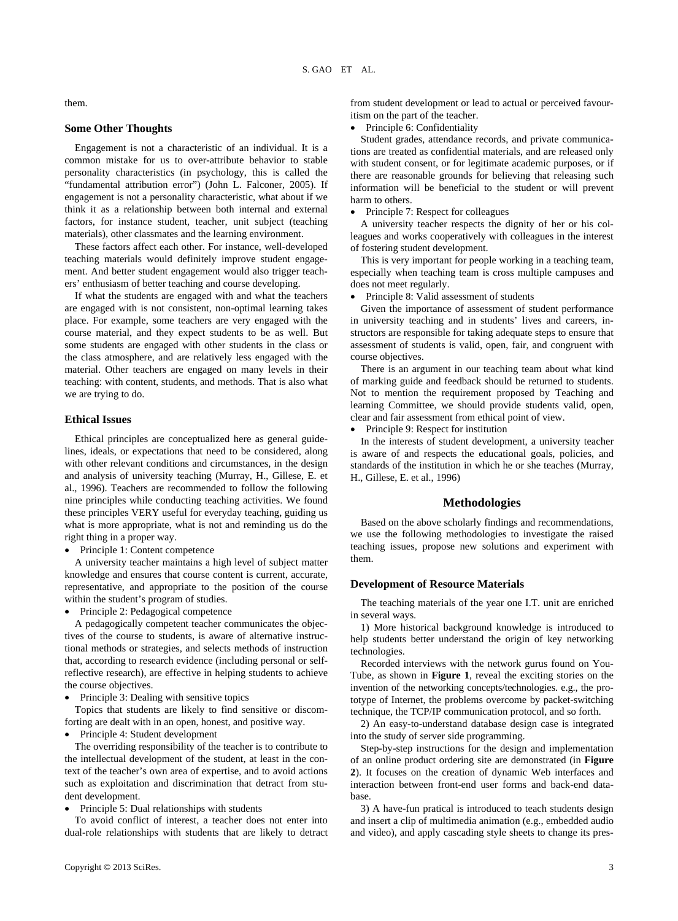them.

### Some Other Thoughts

Engagement is not a characteristic of an individual. It is a common mistake for us to over-attribute behavior to stable personality characteristics (in psychology, this is called the "fundamental attribution error") (John L. Falconer, 2005). If engagement is not a personality characteristic, what about if we think it as a relationship between both internal and external factors, for instance student, teacher, unit subject (teaching materials), other classmates and the learning environment.

These factors affect each other. For instance, well-developed teaching materials would definitely improve student engagement. And better student engagement would also trigger teachers' enthusiasm of better teaching and course developing.

If what the students are engaged with and what the teachers are engaged with is not consistent, non-optimal learning takes place. For example, some teachers are very engaged with the course material, and they expect students to be as well. But some students are engaged with other students in the class or the class atmosphere, and are relatively less engaged with the material. Other teachers are engaged on many levels in their teaching: with content, students, and methods. That is also what we are trying to do.

### Ethical Issues

Ethical principles are conceptualized here as general guidelines, ideals, or expectations that need to be considered, along with other relevant conditions and circumstances, in the design and analysis of university teaching (Murray, H., Gillese, E. et al., 1996). Teachers are recommended to follow the following nine principles while conducting teaching activities. We found these principles VERY useful for everyday teaching, guiding us what is more appropriate, what is not and reminding us do the right thing in a proper way.

- Principle 1: Content competence

A university teacher maintains a high level of subject matter knowledge and ensures that course content is current, accurate, representative, and appropriate to the position of the course within the student's program of studies.

- Principle 2: Pedagogical competence

A pedagogically competent teacher communicates the objectives of the course to students, is aware of alternative instructional methods or strategies, and selects methods of instruction that, according to research evidence (including personal or self-reflective research), are effective in helping students to achieve the course objectives.

- Principle 3: Dealing with sensitive topics

Topics that students are likely to find sensitive or discomforting are dealt with in an open, honest, and positive way.

- Principle 4: Student development

The overriding responsibility of the teacher is to contribute to the intellectual development of the student, at least in the context of the teacher's own area of expertise, and to avoid actions such as exploitation and discrimination that detract from student development.

- Principle 5: Dual relationships with students

To avoid conflict of interest, a teacher does not enter into dual-role relationships with students that are likely to detract from student development or lead to actual or perceived favouritism on the part of the teacher.

- Principle 6: Confidentiality

Student grades, attendance records, and private communications are treated as confidential materials, and are released only with student consent, or for legitimate academic purposes, or if there are reasonable grounds for believing that releasing such information will be beneficial to the student or will prevent harm to others.

- Principle 7: Respect for colleagues

A university teacher respects the dignity of her or his colleagues and works cooperatively with colleagues in the interest of fostering student development.

This is very important for people working in a teaching team, especially when teaching team is cross multiple campuses and does not meet regularly.

- Principle 8: Valid assessment of students

Given the importance of assessment of student performance in university teaching and in students' lives and careers, instructors are responsible for taking adequate steps to ensure that assessment of students is valid, open, fair, and congruent with course objectives.

There is an argument in our teaching team about what kind of marking guide and feedback should be returned to students. Not to mention the requirement proposed by Teaching and learning Committee, we should provide students valid, open, clear and fair assessment from ethical point of view.

- Principle 9: Respect for institution

In the interests of student development, a university teacher is aware of and respects the educational goals, policies, and standards of the institution in which he or she teaches (Murray, H., Gillese, E. et al., 1996)

## Methodologies

Based on the above scholarly findings and recommendations, we use the following methodologies to investigate the raised teaching issues, propose new solutions and experiment with them.

### Development of Resource Materials

The teaching materials of the year one I.T. unit are enriched in several ways.

1) More historical background knowledge is introduced to help students better understand the origin of key networking technologies.

Recorded interviews with the network gurus found on YouTube, as shown in **Figure 1**, reveal the exciting stories on the invention of the networking concepts/technologies. e.g., the prototype of Internet, the problems overcome by packet-switching technique, the TCP/IP communication protocol, and so forth.

2) An easy-to-understand database design case is integrated into the study of server side programming.

Step-by-step instructions for the design and implementation of an online product ordering site are demonstrated (in **Figure 2**). It focuses on the creation of dynamic Web interfaces and interaction between front-end user forms and back-end database.

3) A have-fun pratical is introduced to teach students design and insert a clip of multimedia animation (e.g., embedded audio and video), and apply cascading style sheets to change its pres-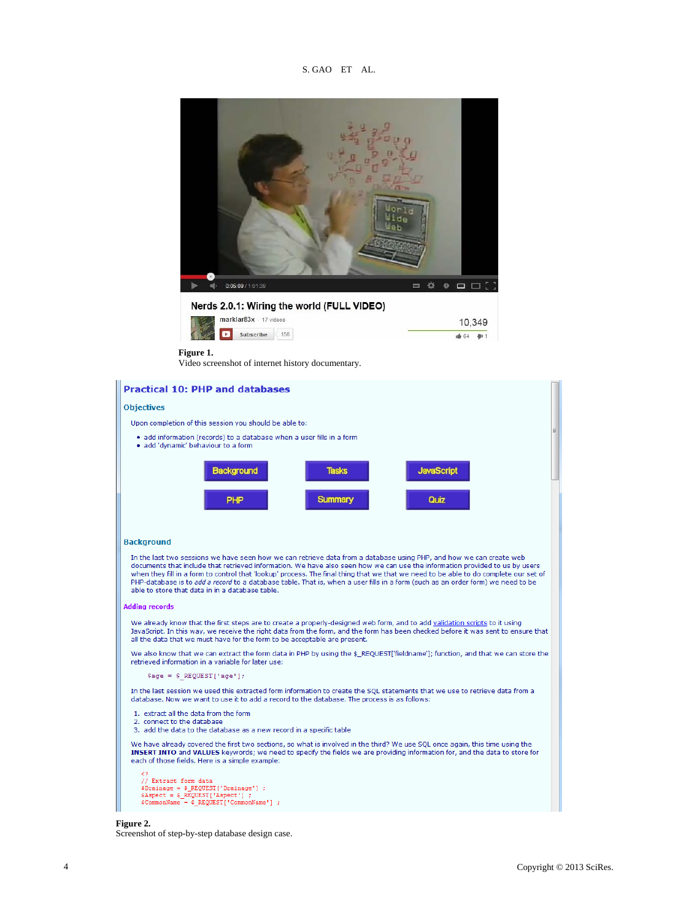**Figure 1.**
Video screenshot of internet history documentary.

**Figure 2.**
Screenshot of step-by-step database design case.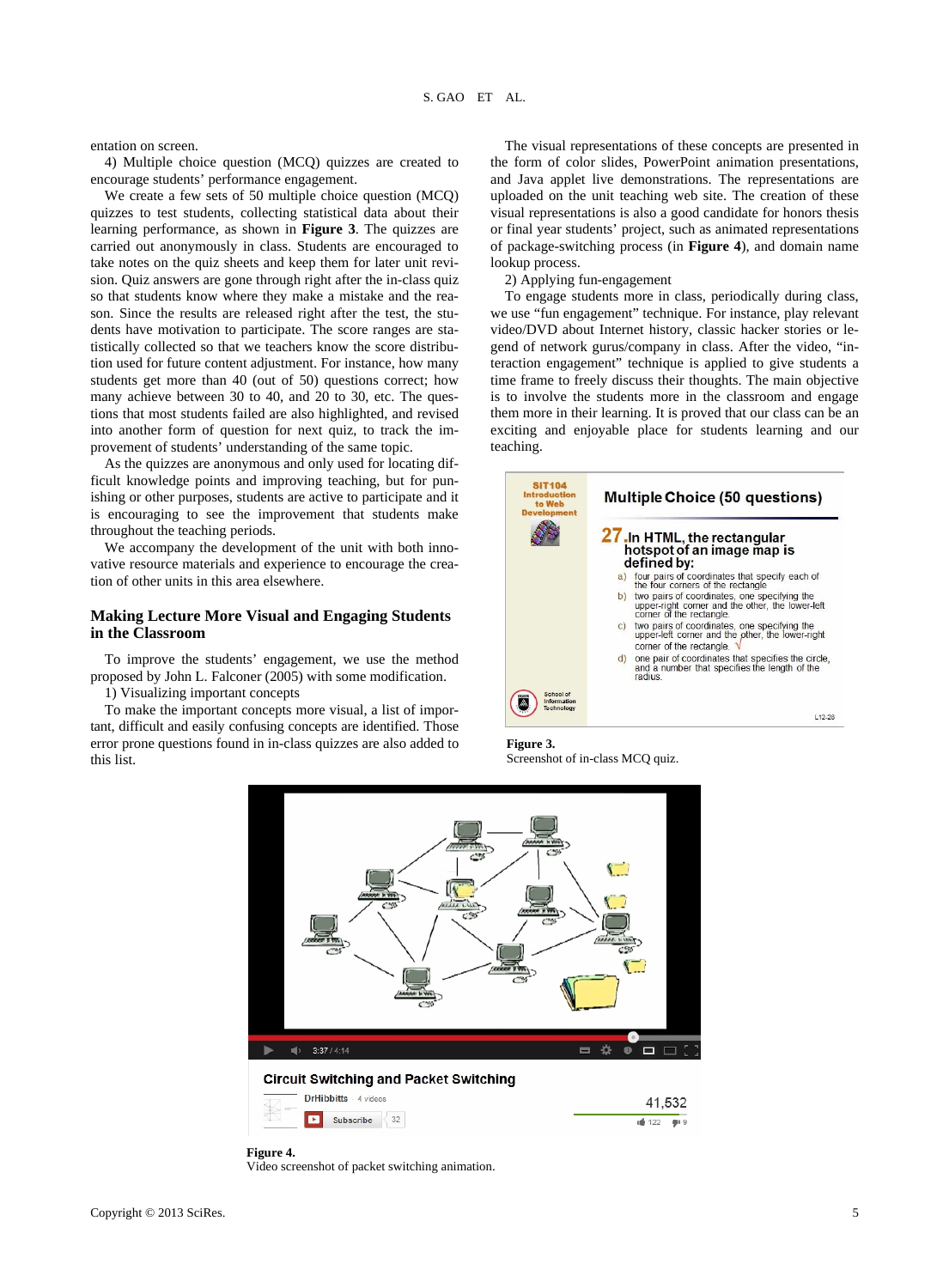entation on screen.

4) Multiple choice question (MCQ) quizzes are created to encourage students' performance engagement.

We create a few sets of 50 multiple choice question (MCQ) quizzes to test students, collecting statistical data about their learning performance, as shown in **Figure 3**. The quizzes are carried out anonymously in class. Students are encouraged to take notes on the quiz sheets and keep them for later unit revision. Quiz answers are gone through right after the in-class quiz so that students know where they make a mistake and the reason. Since the results are released right after the test, the students have motivation to participate. The score ranges are statistically collected so that we teachers know the score distribution used for future content adjustment. For instance, how many students get more than 40 (out of 50) questions correct; how many achieve between 30 to 40, and 20 to 30, etc. The questions that most students failed are also highlighted, and revised into another form of question for next quiz, to track the improvement of students' understanding of the same topic.

As the quizzes are anonymous and only used for locating difficult knowledge points and improving teaching, but for punishing or other purposes, students are active to participate and it is encouraging to see the improvement that students make throughout the teaching periods.

We accompany the development of the unit with both innovative resource materials and experience to encourage the creation of other units in this area elsewhere.

## Making Lecture More Visual and Engaging Students in the Classroom

To improve the students' engagement, we use the method proposed by John L. Falconer (2005) with some modification.

1) Visualizing important concepts

To make the important concepts more visual, a list of important, difficult and easily confusing concepts are identified. Those error prone questions found in in-class quizzes are also added to this list.

The visual representations of these concepts are presented in the form of color slides, PowerPoint animation presentations, and Java applet live demonstrations. The representations are uploaded on the unit teaching web site. The creation of these visual representations is also a good candidate for honors thesis or final year students' project, such as animated representations of package-switching process (in **Figure 4**), and domain name lookup process.

2) Applying fun-engagement

To engage students more in class, periodically during class, we use "fun engagement" technique. For instance, play relevant video/DVD about Internet history, classic hacker stories or legend of network gurus/company in class. After the video, "interaction engagement" technique is applied to give students a time frame to freely discuss their thoughts. The main objective is to involve the students more in the classroom and engage them more in their learning. It is proved that our class can be an exciting and enjoyable place for students learning and our teaching.

**Figure 3.**
Screenshot of in-class MCQ quiz.

**Figure 4.**
Video screenshot of packet switching animation.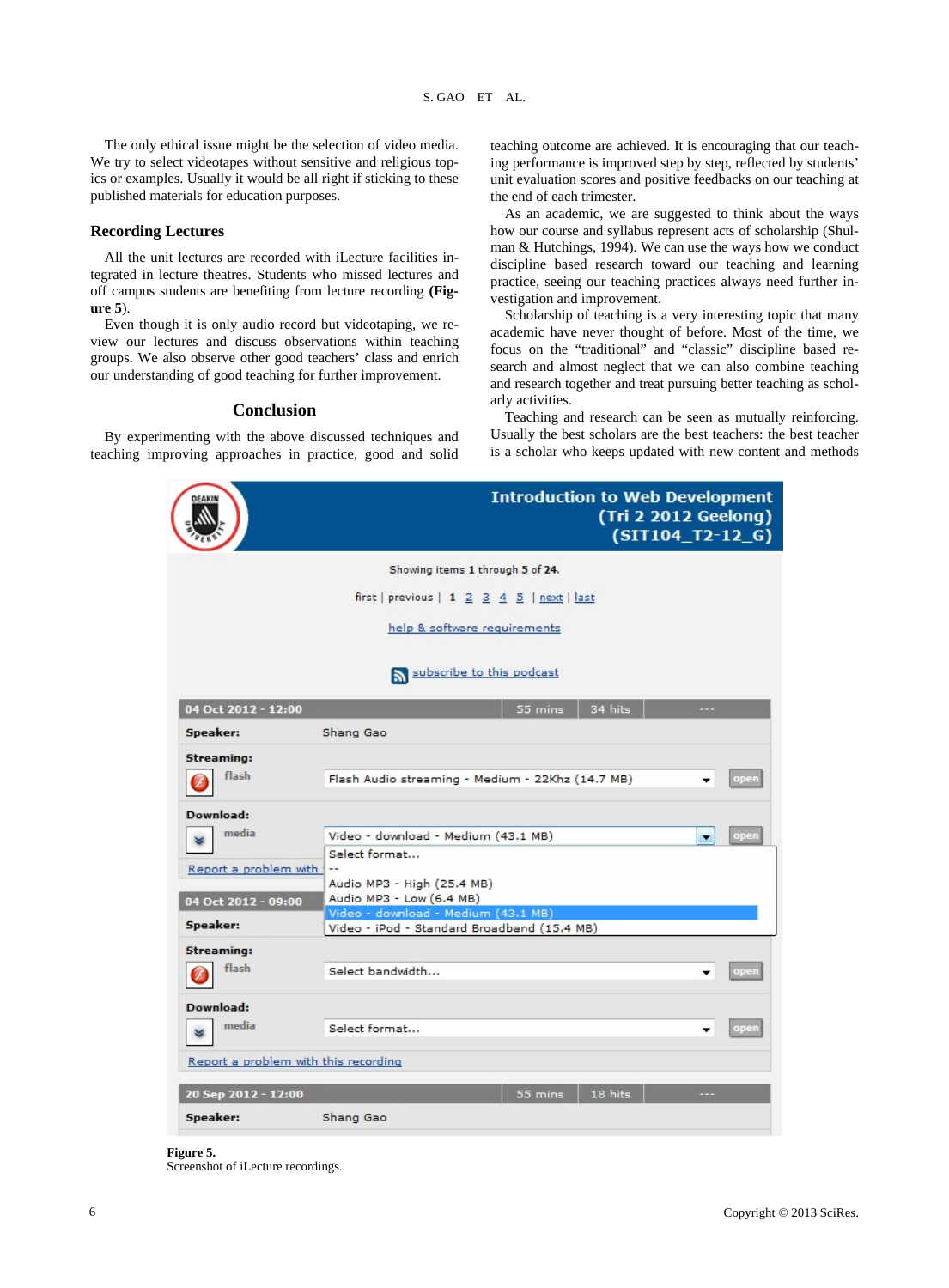The only ethical issue might be the selection of video media. We try to select videotapes without sensitive and religious topics or examples. Usually it would be all right if sticking to these published materials for education purposes.

### Recording Lectures

All the unit lectures are recorded with iLecture facilities integrated in lecture theatres. Students who missed lectures and off campus students are benefiting from lecture recording (**Figure 5**).

Even though it is only audio record but videotaping, we review our lectures and discuss observations within teaching groups. We also observe other good teachers' class and enrich our understanding of good teaching for further improvement.

## Conclusion

By experimenting with the above discussed techniques and teaching improving approaches in practice, good and solid teaching outcome are achieved. It is encouraging that our teaching performance is improved step by step, reflected by students' unit evaluation scores and positive feedbacks on our teaching at the end of each trimester.

As an academic, we are suggested to think about the ways how our course and syllabus represent acts of scholarship (Shulman & Hutchings, 1994). We can use the ways how we conduct discipline based research toward our teaching and learning practice, seeing our teaching practices always need further investigation and improvement.

Scholarship of teaching is a very interesting topic that many academic have never thought of before. Most of the time, we focus on the "traditional" and "classic" discipline based research and almost neglect that we can also combine teaching and research together and treat pursuing better teaching as scholarly activities.

Teaching and research can be seen as mutually reinforcing. Usually the best scholars are the best teachers: the best teacher is a scholar who keeps updated with new content and methods

**Figure 5.**
Screenshot of iLecture recordings.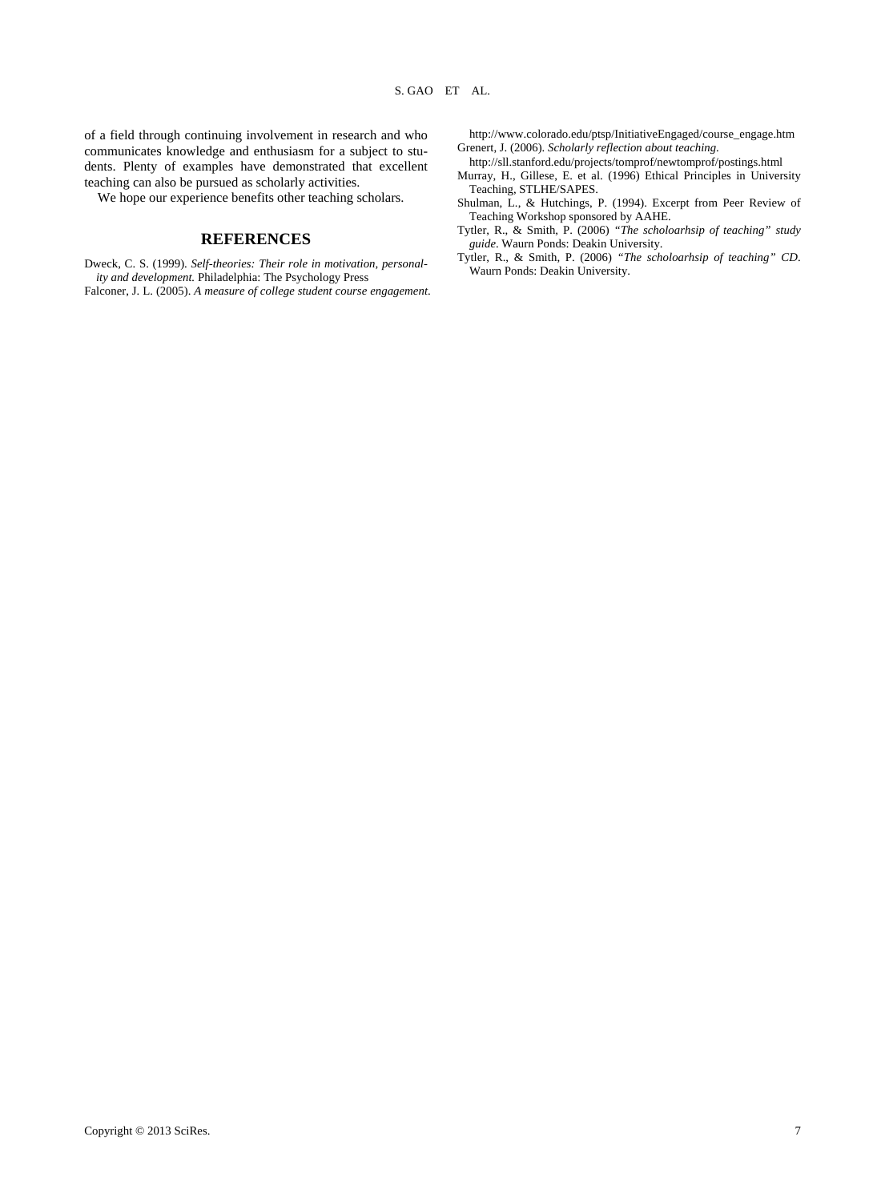of a field through continuing involvement in research and who communicates knowledge and enthusiasm for a subject to students. Plenty of examples have demonstrated that excellent teaching can also be pursued as scholarly activities.

We hope our experience benefits other teaching scholars.

## REFERENCES

Dweck, C. S. (1999). *Self-theories: Their role in motivation, personality and development.* Philadelphia: The Psychology Press

Falconer, J. L. (2005). *A measure of college student course engagement*. http://www.colorado.edu/ptsp/InitiativeEngaged/course_engage.htm

Grenert, J. (2006). *Scholarly reflection about teaching.* http://sll.stanford.edu/projects/tomprof/newtomprof/postings.html

Murray, H., Gillese, E. et al. (1996) Ethical Principles in University Teaching, STLHE/SAPES.

Shulman, L., & Hutchings, P. (1994). Excerpt from Peer Review of Teaching Workshop sponsored by AAHE.

Tytler, R., & Smith, P. (2006) *"The scholoarhsip of teaching" study guide*. Waurn Ponds: Deakin University.

Tytler, R., & Smith, P. (2006) *"The scholoarhsip of teaching" CD*. Waurn Ponds: Deakin University.